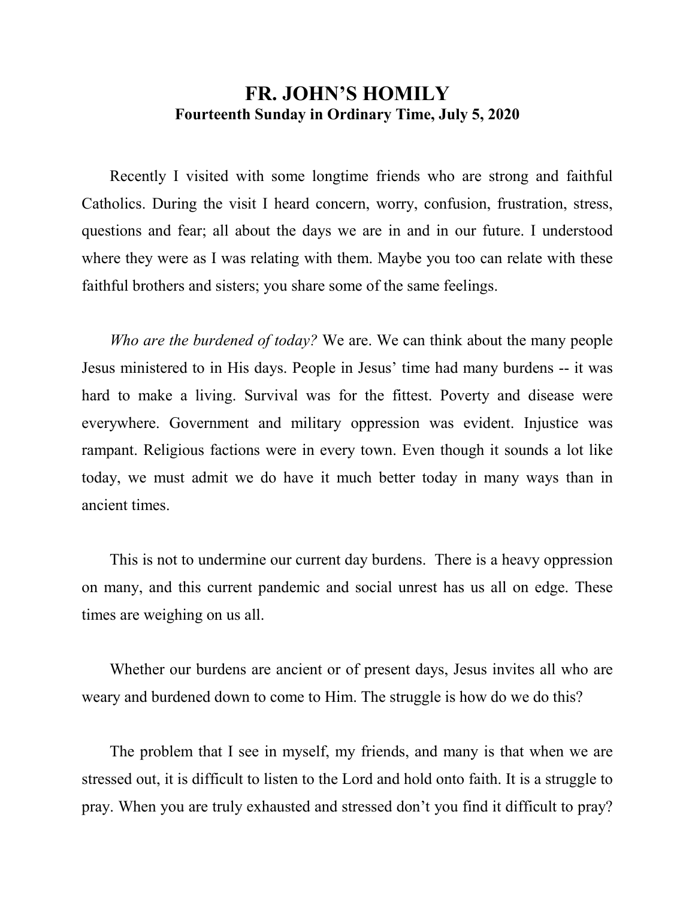# FR. JOHN'S HOMILY

**Fourteenth Sunday in Ordinary Time, July 5, 2020**

Recently I visited with some longtime friends who are strong and faithful Catholics. During the visit I heard concern, worry, confusion, frustration, stress, questions and fear; all about the days we are in and in our future. I understood where they were as I was relating with them. Maybe you too can relate with these faithful brothers and sisters; you share some of the same feelings.

*Who are the burdened of today?* We are. We can think about the many people Jesus ministered to in His days. People in Jesus' time had many burdens -- it was hard to make a living. Survival was for the fittest. Poverty and disease were everywhere. Government and military oppression was evident. Injustice was rampant. Religious factions were in every town. Even though it sounds a lot like today, we must admit we do have it much better today in many ways than in ancient times.

This is not to undermine our current day burdens. There is a heavy oppression on many, and this current pandemic and social unrest has us all on edge. These times are weighing on us all.

Whether our burdens are ancient or of present days, Jesus invites all who are weary and burdened down to come to Him. The struggle is how do we do this?

The problem that I see in myself, my friends, and many is that when we are stressed out, it is difficult to listen to the Lord and hold onto faith. It is a struggle to pray. When you are truly exhausted and stressed don't you find it difficult to pray?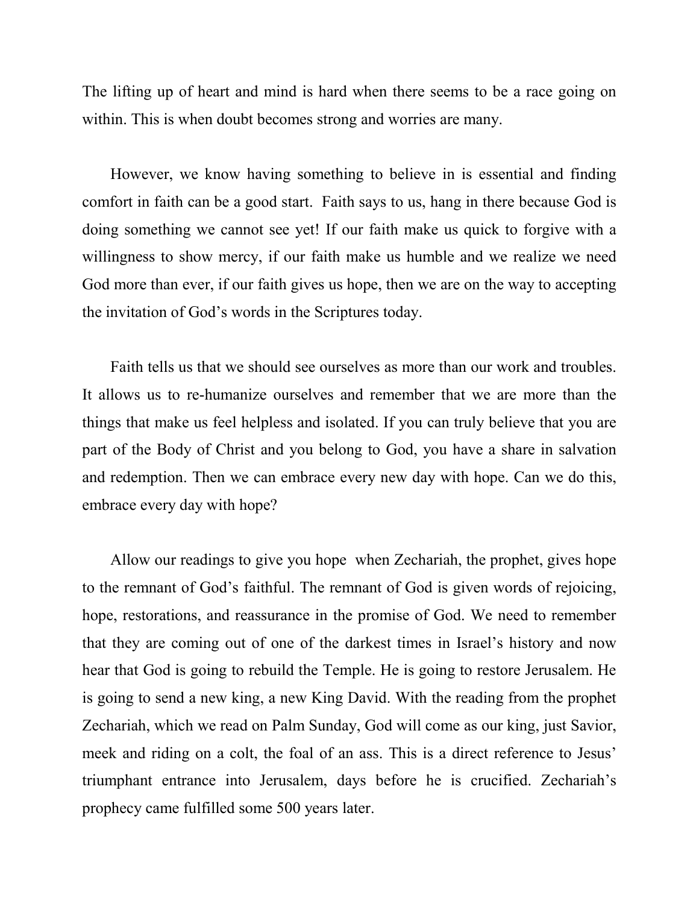The lifting up of heart and mind is hard when there seems to be a race going on within. This is when doubt becomes strong and worries are many.

However, we know having something to believe in is essential and finding comfort in faith can be a good start.  Faith says to us, hang in there because God is doing something we cannot see yet! If our faith make us quick to forgive with a willingness to show mercy, if our faith make us humble and we realize we need God more than ever, if our faith gives us hope, then we are on the way to accepting the invitation of God's words in the Scriptures today.

Faith tells us that we should see ourselves as more than our work and troubles. It allows us to re-humanize ourselves and remember that we are more than the things that make us feel helpless and isolated. If you can truly believe that you are part of the Body of Christ and you belong to God, you have a share in salvation and redemption. Then we can embrace every new day with hope. Can we do this, embrace every day with hope?

Allow our readings to give you hope  when Zechariah, the prophet, gives hope to the remnant of God's faithful. The remnant of God is given words of rejoicing, hope, restorations, and reassurance in the promise of God. We need to remember that they are coming out of one of the darkest times in Israel's history and now hear that God is going to rebuild the Temple. He is going to restore Jerusalem. He is going to send a new king, a new King David. With the reading from the prophet Zechariah, which we read on Palm Sunday, God will come as our king, just Savior, meek and riding on a colt, the foal of an ass. This is a direct reference to Jesus' triumphant entrance into Jerusalem, days before he is crucified. Zechariah's prophecy came fulfilled some 500 years later.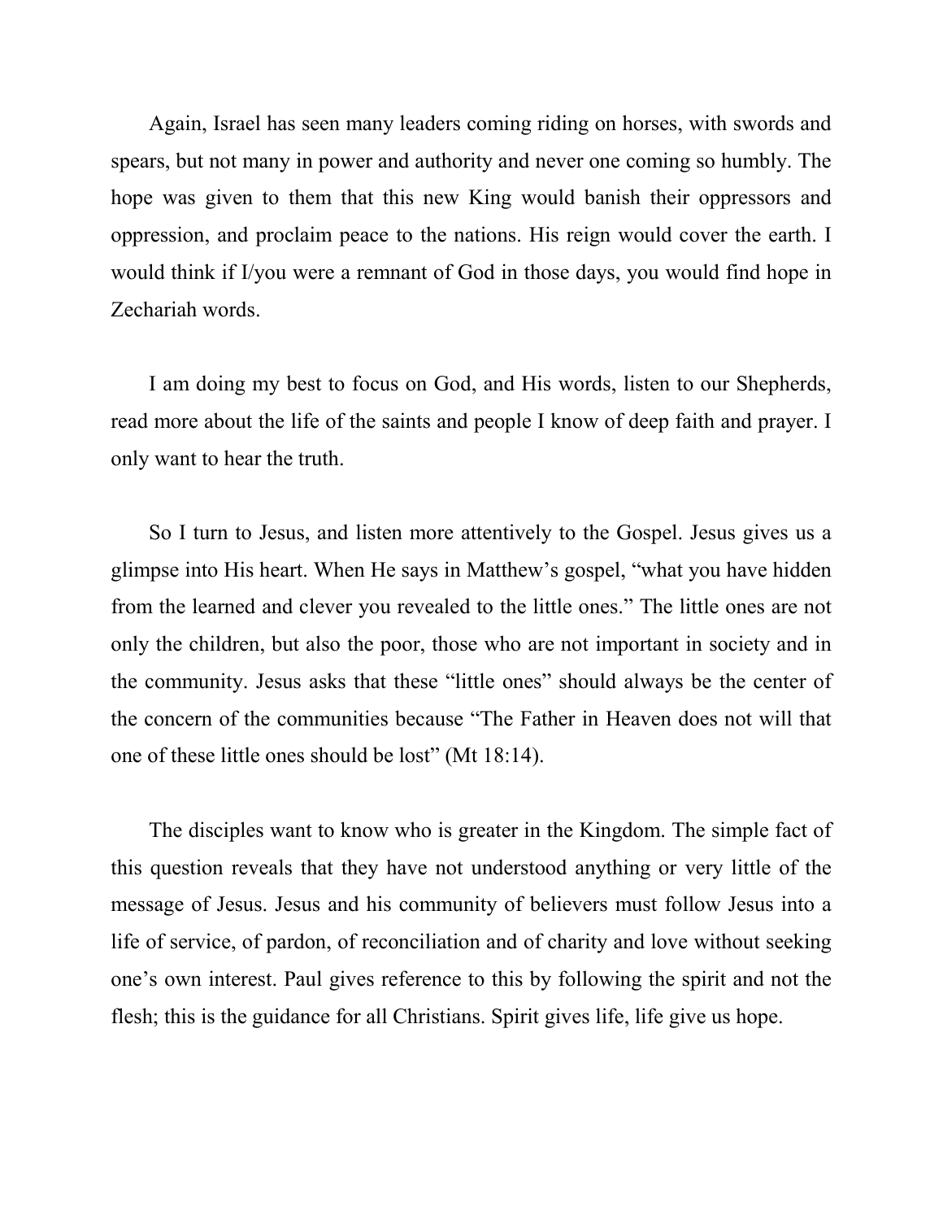Again, Israel has seen many leaders coming riding on horses, with swords and spears, but not many in power and authority and never one coming so humbly. The hope was given to them that this new King would banish their oppressors and oppression, and proclaim peace to the nations. His reign would cover the earth. I would think if I/you were a remnant of God in those days, you would find hope in Zechariah words.

I am doing my best to focus on God, and His words, listen to our Shepherds, read more about the life of the saints and people I know of deep faith and prayer. I only want to hear the truth.

So I turn to Jesus, and listen more attentively to the Gospel. Jesus gives us a glimpse into His heart. When He says in Matthew's gospel, "what you have hidden from the learned and clever you revealed to the little ones." The little ones are not only the children, but also the poor, those who are not important in society and in the community. Jesus asks that these "little ones" should always be the center of the concern of the communities because "The Father in Heaven does not will that one of these little ones should be lost" (Mt 18:14).

The disciples want to know who is greater in the Kingdom. The simple fact of this question reveals that they have not understood anything or very little of the message of Jesus. Jesus and his community of believers must follow Jesus into a life of service, of pardon, of reconciliation and of charity and love without seeking one's own interest. Paul gives reference to this by following the spirit and not the flesh; this is the guidance for all Christians. Spirit gives life, life give us hope.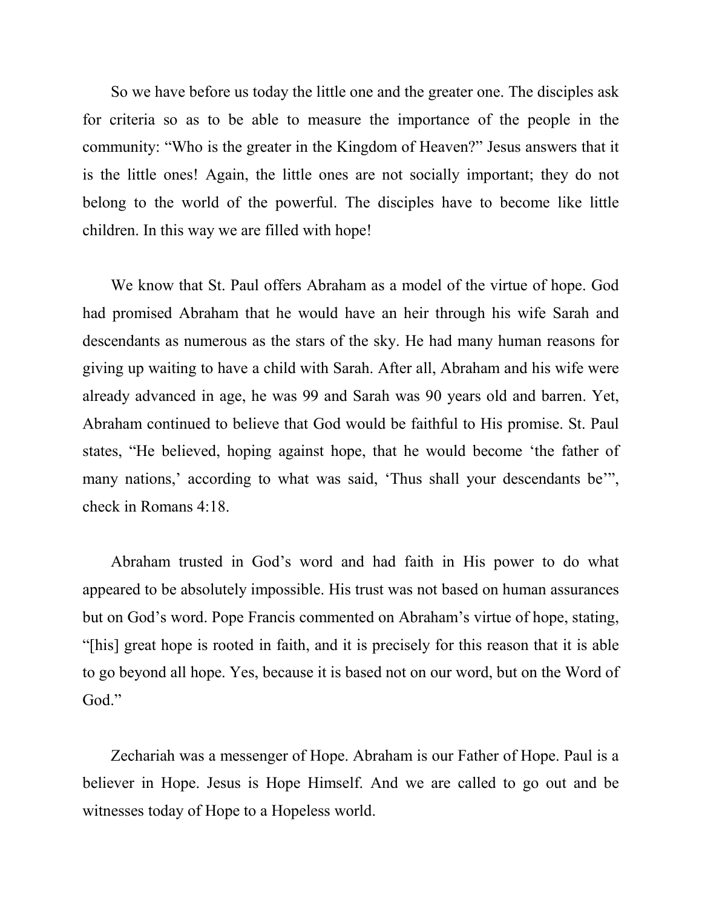So we have before us today the little one and the greater one. The disciples ask for criteria so as to be able to measure the importance of the people in the community: "Who is the greater in the Kingdom of Heaven?" Jesus answers that it is the little ones! Again, the little ones are not socially important; they do not belong to the world of the powerful. The disciples have to become like little children. In this way we are filled with hope!

We know that St. Paul offers Abraham as a model of the virtue of hope. God had promised Abraham that he would have an heir through his wife Sarah and descendants as numerous as the stars of the sky. He had many human reasons for giving up waiting to have a child with Sarah. After all, Abraham and his wife were already advanced in age, he was 99 and Sarah was 90 years old and barren. Yet, Abraham continued to believe that God would be faithful to His promise. St. Paul states, "He believed, hoping against hope, that he would become 'the father of many nations,' according to what was said, 'Thus shall your descendants be'", check in Romans 4:18.

Abraham trusted in God's word and had faith in His power to do what appeared to be absolutely impossible. His trust was not based on human assurances but on God's word. Pope Francis commented on Abraham's virtue of hope, stating, "[his] great hope is rooted in faith, and it is precisely for this reason that it is able to go beyond all hope. Yes, because it is based not on our word, but on the Word of God."

Zechariah was a messenger of Hope. Abraham is our Father of Hope. Paul is a believer in Hope. Jesus is Hope Himself. And we are called to go out and be witnesses today of Hope to a Hopeless world.